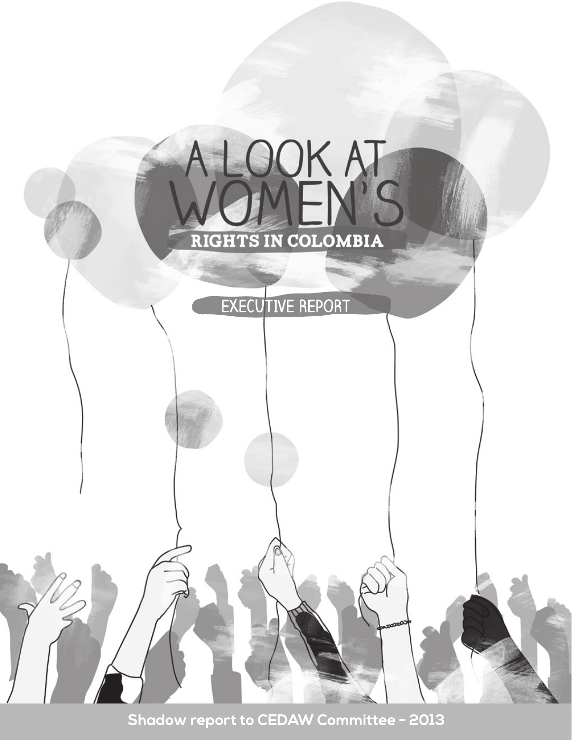# A LOOK AT WOMEN'S RIGHTS IN COLOMBIA

## EXECUTIVE REPORT

**Shadow report to CEDAW Committee - 2013**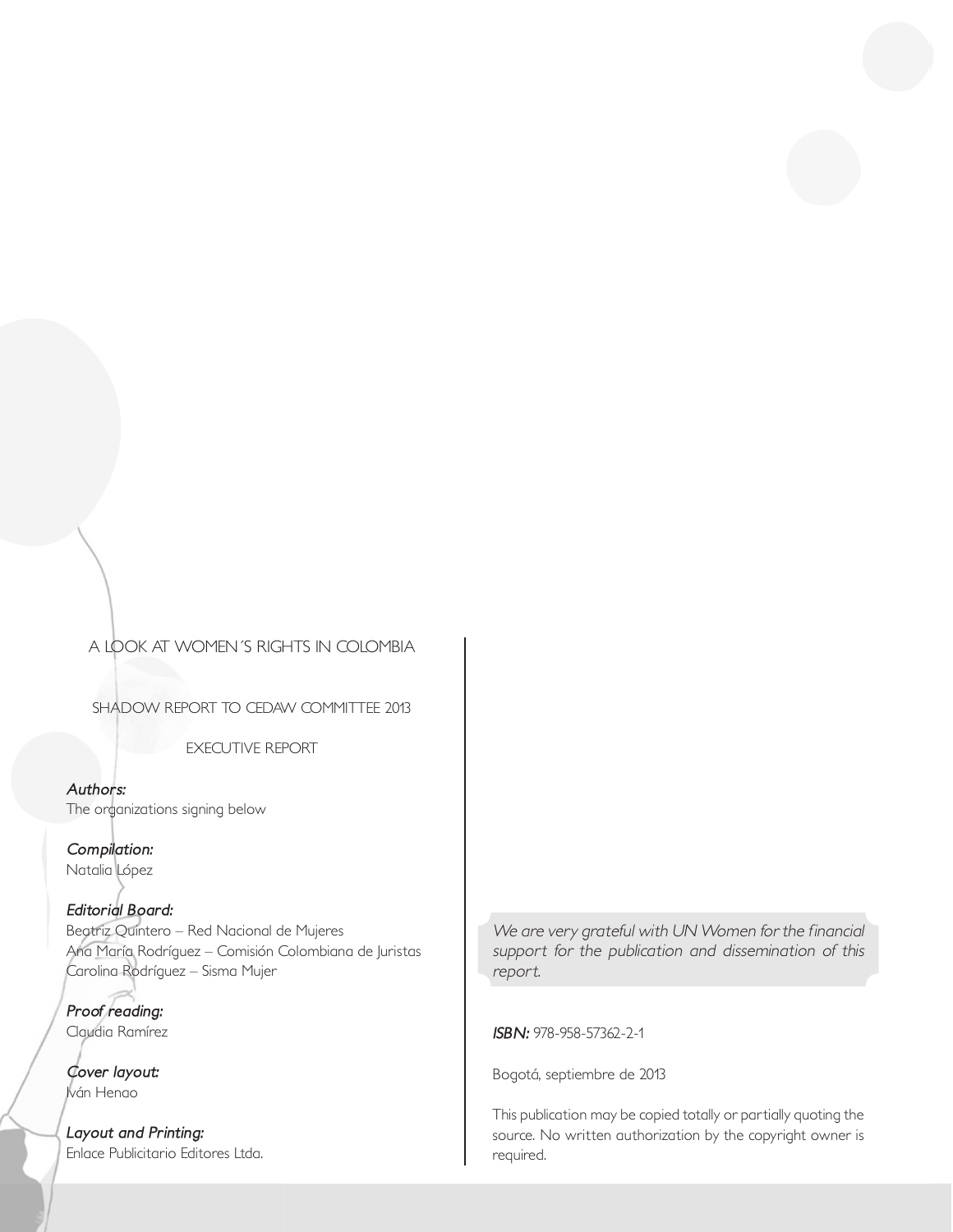A LOOK AT WOMEN´S RIGHTS IN COLOMBIA

SHADOW REPORT TO CEDAW COMMITTEE 2013

EXECUTIVE REPORT

***Authors:***
The organizations signing below

***Compilation:***
Natalia López

***Editorial Board:***
Beatriz Quintero – Red Nacional de Mujeres
Ana María Rodríguez – Comisión Colombiana de Juristas
Carolina Rodríguez – Sisma Mujer

***Proof reading:***
Claudia Ramírez

***Cover layout:***
Iván Henao

***Layout and Printing:***
Enlace Publicitario Editores Ltda.

*We are very grateful with UN Women for the financial support for the publication and dissemination of this report.*

***ISBN:*** 978-958-57362-2-1

Bogotá, septiembre de 2013

This publication may be copied totally or partially quoting the source. No written authorization by the copyright owner is required.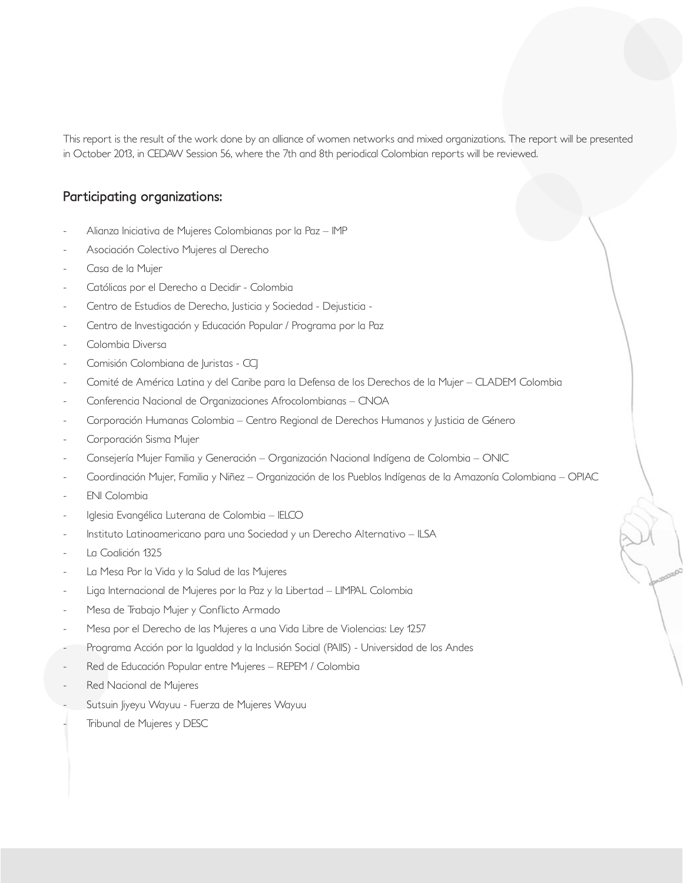This report is the result of the work done by an alliance of women networks and mixed organizations. The report will be presented in October 2013, in CEDAW Session 56, where the 7th and 8th periodical Colombian reports will be reviewed.

## Participating organizations:

- Alianza Iniciativa de Mujeres Colombianas por la Paz – IMP
- Asociación Colectivo Mujeres al Derecho
- Casa de la Mujer
- Católicas por el Derecho a Decidir - Colombia
- Centro de Estudios de Derecho, Justicia y Sociedad - Dejusticia -
- Centro de Investigación y Educación Popular / Programa por la Paz
- Colombia Diversa
- Comisión Colombiana de Juristas - CCJ
- Comité de América Latina y del Caribe para la Defensa de los Derechos de la Mujer – CLADEM Colombia
- Conferencia Nacional de Organizaciones Afrocolombianas – CNOA
- Corporación Humanas Colombia – Centro Regional de Derechos Humanos y Justicia de Género
- Corporación Sisma Mujer
- Consejería Mujer Familia y Generación – Organización Nacional Indígena de Colombia – ONIC
- Coordinación Mujer, Familia y Niñez – Organización de los Pueblos Indígenas de la Amazonía Colombiana – OPIAC
- ENI Colombia
- Iglesia Evangélica Luterana de Colombia – IELCO
- Instituto Latinoamericano para una Sociedad y un Derecho Alternativo – ILSA
- La Coalición 1325
- La Mesa Por la Vida y la Salud de las Mujeres
- Liga Internacional de Mujeres por la Paz y la Libertad – LIMPAL Colombia
- Mesa de Trabajo Mujer y Conflicto Armado
- Mesa por el Derecho de las Mujeres a una Vida Libre de Violencias: Ley 1257
- Programa Acción por la Igualdad y la Inclusión Social (PAIIS) - Universidad de los Andes
- Red de Educación Popular entre Mujeres – REPEM / Colombia
- Red Nacional de Mujeres
- Sutsuin Jiyeyu Wayuu - Fuerza de Mujeres Wayuu
- Tribunal de Mujeres y DESC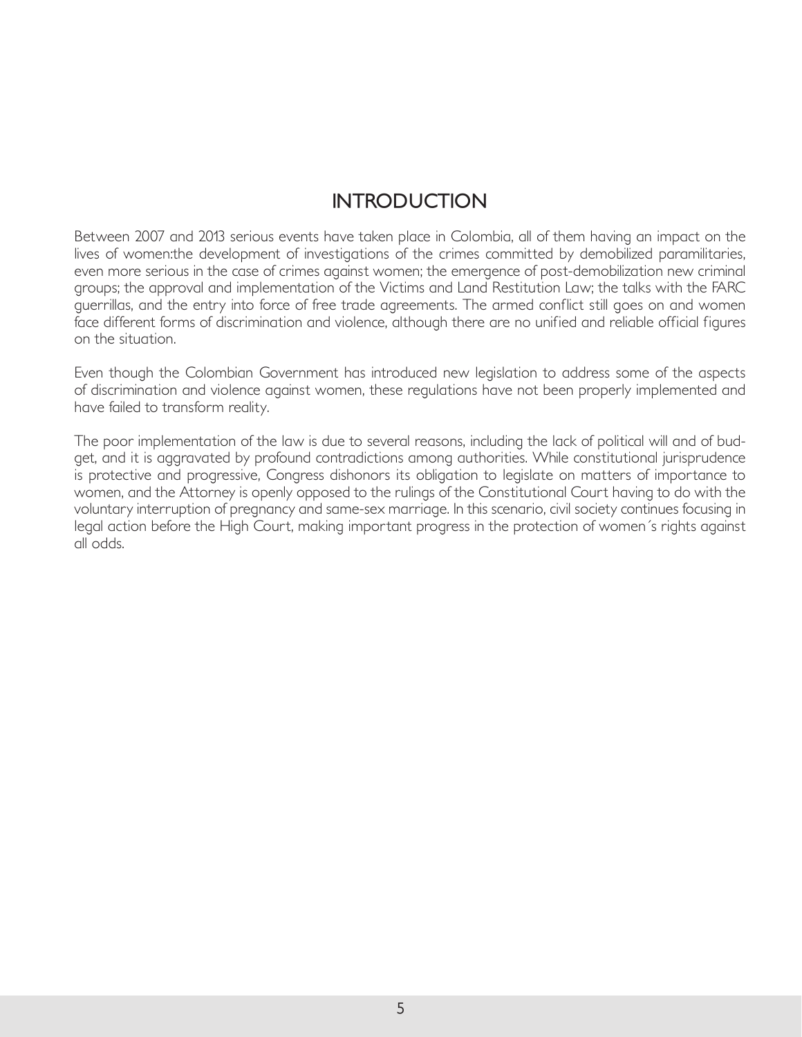# INTRODUCTION

Between 2007 and 2013 serious events have taken place in Colombia, all of them having an impact on the lives of women:the development of investigations of the crimes committed by demobilized paramilitaries, even more serious in the case of crimes against women; the emergence of post-demobilization new criminal groups; the approval and implementation of the Victims and Land Restitution Law; the talks with the FARC guerrillas, and the entry into force of free trade agreements. The armed conflict still goes on and women face different forms of discrimination and violence, although there are no unified and reliable official figures on the situation.

Even though the Colombian Government has introduced new legislation to address some of the aspects of discrimination and violence against women, these regulations have not been properly implemented and have failed to transform reality.

The poor implementation of the law is due to several reasons, including the lack of political will and of budget, and it is aggravated by profound contradictions among authorities. While constitutional jurisprudence is protective and progressive, Congress dishonors its obligation to legislate on matters of importance to women, and the Attorney is openly opposed to the rulings of the Constitutional Court having to do with the voluntary interruption of pregnancy and same-sex marriage. In this scenario, civil society continues focusing in legal action before the High Court, making important progress in the protection of women´s rights against all odds.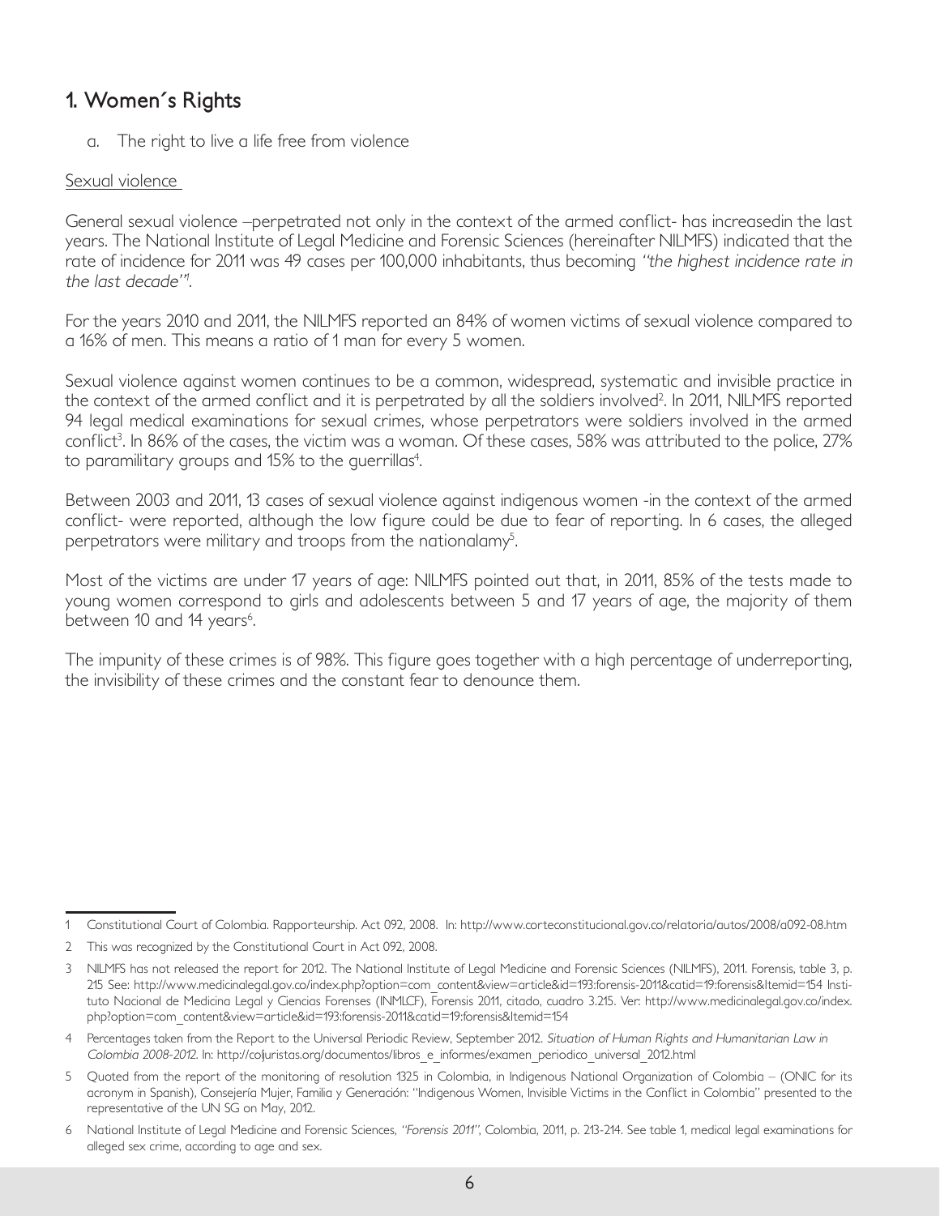## 1. Women´s Rights

a. The right to live a life free from violence

Sexual violence

General sexual violence –perpetrated not only in the context of the armed conflict- has increasedin the last years. The National Institute of Legal Medicine and Forensic Sciences (hereinafter NILMFS) indicated that the rate of incidence for 2011 was 49 cases per 100,000 inhabitants, thus becoming *"the highest incidence rate in the last decade"*[1].

For the years 2010 and 2011, the NILMFS reported an 84% of women victims of sexual violence compared to a 16% of men. This means a ratio of 1 man for every 5 women.

Sexual violence against women continues to be a common, widespread, systematic and invisible practice in the context of the armed conflict and it is perpetrated by all the soldiers involved[2]. In 2011, NILMFS reported 94 legal medical examinations for sexual crimes, whose perpetrators were soldiers involved in the armed conflict[3]. In 86% of the cases, the victim was a woman. Of these cases, 58% was attributed to the police, 27% to paramilitary groups and 15% to the guerrillas[4].

Between 2003 and 2011, 13 cases of sexual violence against indigenous women -in the context of the armed conflict- were reported, although the low figure could be due to fear of reporting. In 6 cases, the alleged perpetrators were military and troops from the nationalamy[5].

Most of the victims are under 17 years of age: NILMFS pointed out that, in 2011, 85% of the tests made to young women correspond to girls and adolescents between 5 and 17 years of age, the majority of them between 10 and 14 years[6].

The impunity of these crimes is of 98%. This figure goes together with a high percentage of underreporting, the invisibility of these crimes and the constant fear to denounce them.

---

1 Constitutional Court of Colombia. Rapporteurship. Act 092, 2008. In: http://www.corteconstitucional.gov.co/relatoria/autos/2008/a092-08.htm

2 This was recognized by the Constitutional Court in Act 092, 2008.

3 NILMFS has not released the report for 2012. The National Institute of Legal Medicine and Forensic Sciences (NILMFS), 2011. Forensis, table 3, p. 215 See: http://www.medicinalegal.gov.co/index.php?option=com_content&view=article&id=193:forensis-2011&catid=19:forensis&Itemid=154 Instituto Nacional de Medicina Legal y Ciencias Forenses (INMLCF), Forensis 2011, citado, cuadro 3.215. Ver: http://www.medicinalegal.gov.co/index.php?option=com_content&view=article&id=193:forensis-2011&catid=19:forensis&Itemid=154

4 Percentages taken from the Report to the Universal Periodic Review, September 2012. *Situation of Human Rights and Humanitarian Law in Colombia 2008-2012*. In: http://coljuristas.org/documentos/libros_e_informes/examen_periodico_universal_2012.html

5 Quoted from the report of the monitoring of resolution 1325 in Colombia, in Indigenous National Organization of Colombia – (ONIC for its acronym in Spanish), Consejería Mujer, Familia y Generación: "Indigenous Women, Invisible Victims in the Conflict in Colombia" presented to the representative of the UN SG on May, 2012.

6 National Institute of Legal Medicine and Forensic Sciences, *"Forensis 2011"*, Colombia, 2011, p. 213-214. See table 1, medical legal examinations for alleged sex crime, according to age and sex.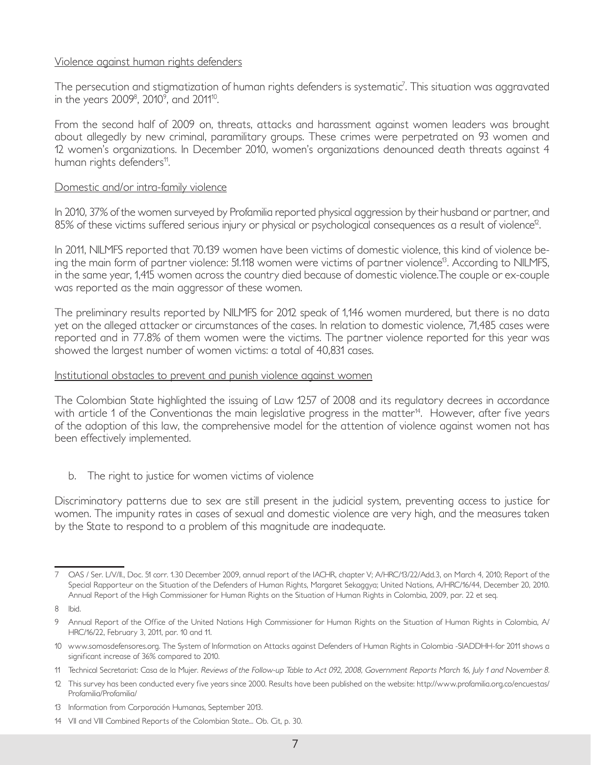Violence against human rights defenders

The persecution and stigmatization of human rights defenders is systematic[7]. This situation was aggravated in the years 2009[8], 2010[9], and 2011[10].

From the second half of 2009 on, threats, attacks and harassment against women leaders was brought about allegedly by new criminal, paramilitary groups. These crimes were perpetrated on 93 women and 12 women's organizations. In December 2010, women's organizations denounced death threats against 4 human rights defenders[11].

Domestic and/or intra-family violence

In 2010, 37% of the women surveyed by Profamilia reported physical aggression by their husband or partner, and 85% of these victims suffered serious injury or physical or psychological consequences as a result of violence[12].

In 2011, NILMFS reported that 70.139 women have been victims of domestic violence, this kind of violence being the main form of partner violence: 51.118 women were victims of partner violence[13]. According to NILMFS, in the same year, 1,415 women across the country died because of domestic violence.The couple or ex-couple was reported as the main aggressor of these women.

The preliminary results reported by NILMFS for 2012 speak of 1,146 women murdered, but there is no data yet on the alleged attacker or circumstances of the cases. In relation to domestic violence, 71,485 cases were reported and in 77.8% of them women were the victims. The partner violence reported for this year was showed the largest number of women victims: a total of 40,831 cases.

Institutional obstacles to prevent and punish violence against women

The Colombian State highlighted the issuing of Law 1257 of 2008 and its regulatory decrees in accordance with article 1 of the Conventionas the main legislative progress in the matter[14]. However, after five years of the adoption of this law, the comprehensive model for the attention of violence against women not has been effectively implemented.

b. The right to justice for women victims of violence

Discriminatory patterns due to sex are still present in the judicial system, preventing access to justice for women. The impunity rates in cases of sexual and domestic violence are very high, and the measures taken by the State to respond to a problem of this magnitude are inadequate.

---

7 OAS / Ser. L/V/II., Doc. 51 corr. 1.30 December 2009, annual report of the IACHR, chapter V; A/HRC/13/22/Add.3, on March 4, 2010; Report of the Special Rapporteur on the Situation of the Defenders of Human Rights, Margaret Sekaggya; United Nations, A/HRC/16/44, December 20, 2010. Annual Report of the High Commissioner for Human Rights on the Situation of Human Rights in Colombia, 2009, par. 22 et seq.

8 Ibid.

9 Annual Report of the Office of the United Nations High Commissioner for Human Rights on the Situation of Human Rights in Colombia, A/HRC/16/22, February 3, 2011, par. 10 and 11.

10 www.somosdefensores.org. The System of Information on Attacks against Defenders of Human Rights in Colombia -SIADDHH-for 2011 shows a significant increase of 36% compared to 2010.

11 Technical Secretariat: Casa de la Mujer. *Reviews of the Follow-up Table to Act 092, 2008, Government Reports March 16, July 1 and November 8.*

12 This survey has been conducted every five years since 2000. Results have been published on the website: http://www.profamilia.org.co/encuestas/Profamilia/Profamilia/

13 Information from Corporación Humanas, September 2013.

14 VII and VIII Combined Reports of the Colombian State... Ob. Cit, p. 30.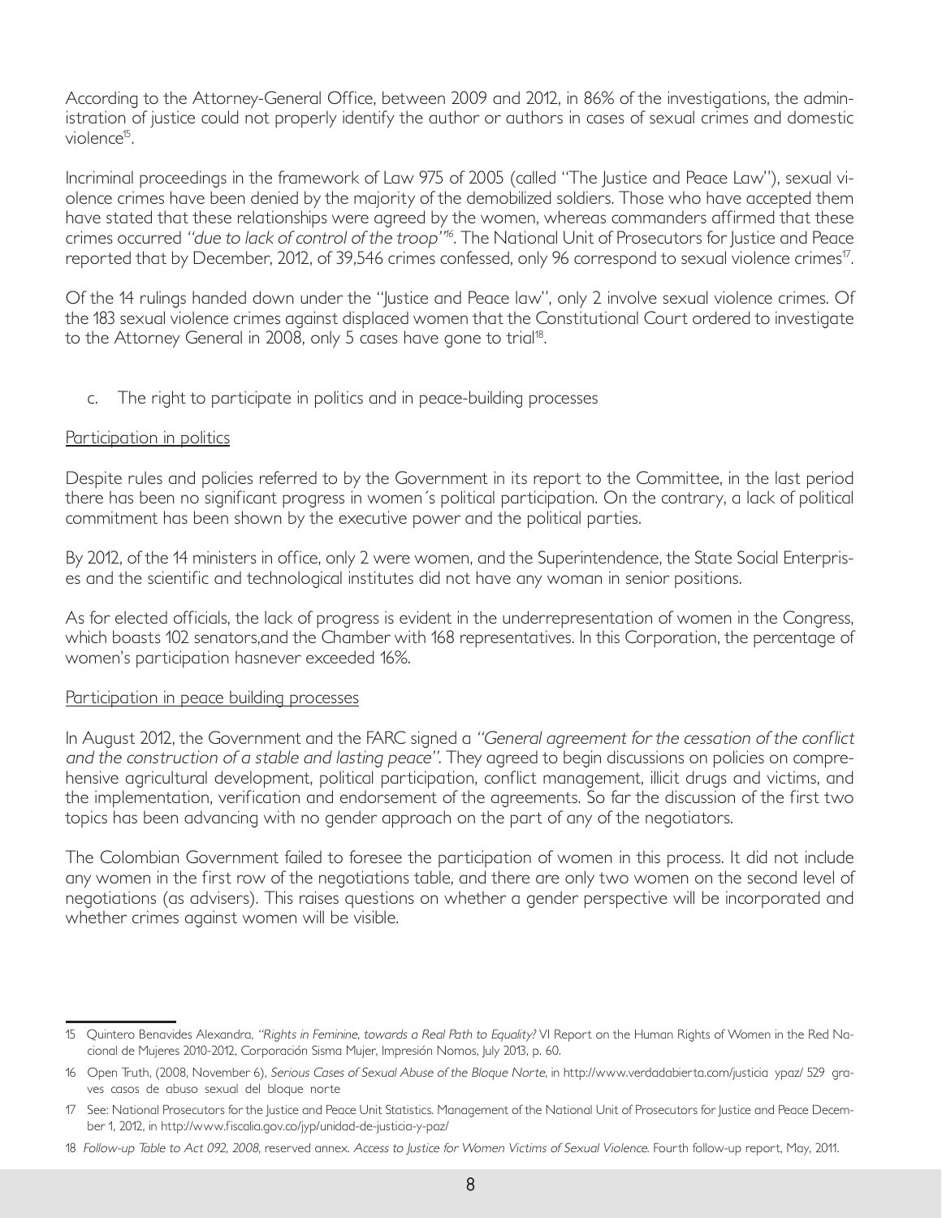According to the Attorney-General Office, between 2009 and 2012, in 86% of the investigations, the administration of justice could not properly identify the author or authors in cases of sexual crimes and domestic violence[15].

Incriminal proceedings in the framework of Law 975 of 2005 (called "The Justice and Peace Law"), sexual violence crimes have been denied by the majority of the demobilized soldiers. Those who have accepted them have stated that these relationships were agreed by the women, whereas commanders affirmed that these crimes occurred *"due to lack of control of the troop"*[16]. The National Unit of Prosecutors for Justice and Peace reported that by December, 2012, of 39,546 crimes confessed, only 96 correspond to sexual violence crimes[17].

Of the 14 rulings handed down under the "Justice and Peace law", only 2 involve sexual violence crimes. Of the 183 sexual violence crimes against displaced women that the Constitutional Court ordered to investigate to the Attorney General in 2008, only 5 cases have gone to trial[18].

c. The right to participate in politics and in peace-building processes

Participation in politics

Despite rules and policies referred to by the Government in its report to the Committee, in the last period there has been no significant progress in women´s political participation. On the contrary, a lack of political commitment has been shown by the executive power and the political parties.

By 2012, of the 14 ministers in office, only 2 were women, and the Superintendence, the State Social Enterprises and the scientific and technological institutes did not have any woman in senior positions.

As for elected officials, the lack of progress is evident in the underrepresentation of women in the Congress, which boasts 102 senators,and the Chamber with 168 representatives. In this Corporation, the percentage of women's participation hasnever exceeded 16%.

Participation in peace building processes

In August 2012, the Government and the FARC signed a *"General agreement for the cessation of the conflict and the construction of a stable and lasting peace"*. They agreed to begin discussions on policies on comprehensive agricultural development, political participation, conflict management, illicit drugs and victims, and the implementation, verification and endorsement of the agreements. So far the discussion of the first two topics has been advancing with no gender approach on the part of any of the negotiators.

The Colombian Government failed to foresee the participation of women in this process. It did not include any women in the first row of the negotiations table, and there are only two women on the second level of negotiations (as advisers). This raises questions on whether a gender perspective will be incorporated and whether crimes against women will be visible.

---

15 Quintero Benavides Alexandra, *"Rights in Feminine, towards a Real Path to Equality?* VI Report on the Human Rights of Women in the Red Nacional de Mujeres 2010-2012, Corporación Sisma Mujer, Impresión Nomos, July 2013, p. 60.

16 Open Truth, (2008, November 6), *Serious Cases of Sexual Abuse of the Bloque Norte*, in http://www.verdadabierta.com/justicia ypaz/ 529 graves casos de abuso sexual del bloque norte

17 See: National Prosecutors for the Justice and Peace Unit Statistics. Management of the National Unit of Prosecutors for Justice and Peace December 1, 2012, in http://www.fiscalia.gov.co/jyp/unidad-de-justicia-y-paz/

18 *Follow-up Table to Act 092, 2008*, reserved annex. *Access to Justice for Women Victims of Sexual Violence*. Fourth follow-up report, May, 2011.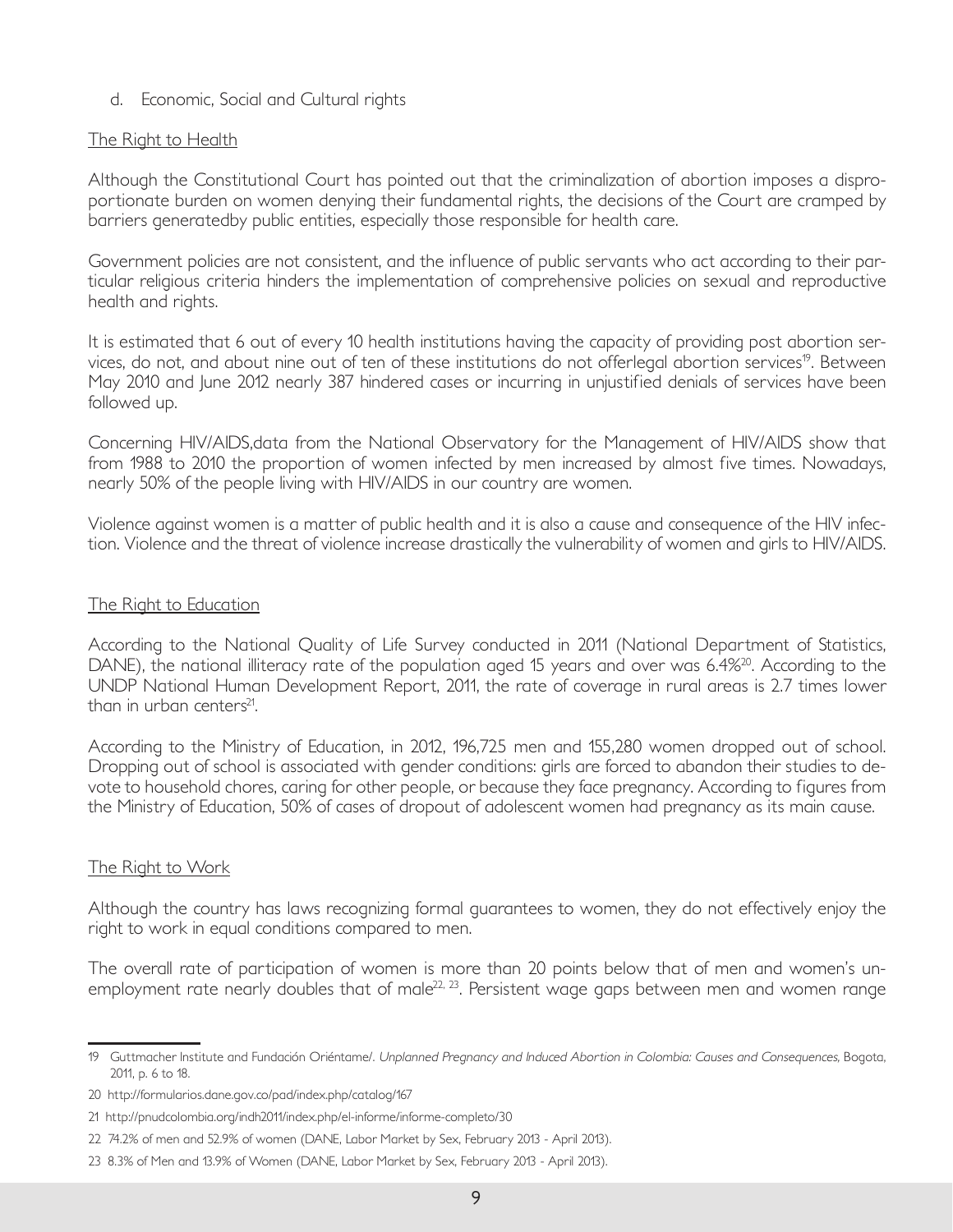d. Economic, Social and Cultural rights

## The Right to Health

Although the Constitutional Court has pointed out that the criminalization of abortion imposes a disproportionate burden on women denying their fundamental rights, the decisions of the Court are cramped by barriers generatedby public entities, especially those responsible for health care.

Government policies are not consistent, and the influence of public servants who act according to their particular religious criteria hinders the implementation of comprehensive policies on sexual and reproductive health and rights.

It is estimated that 6 out of every 10 health institutions having the capacity of providing post abortion services, do not, and about nine out of ten of these institutions do not offerlegal abortion services[19]. Between May 2010 and June 2012 nearly 387 hindered cases or incurring in unjustified denials of services have been followed up.

Concerning HIV/AIDS,data from the National Observatory for the Management of HIV/AIDS show that from 1988 to 2010 the proportion of women infected by men increased by almost five times. Nowadays, nearly 50% of the people living with HIV/AIDS in our country are women.

Violence against women is a matter of public health and it is also a cause and consequence of the HIV infection. Violence and the threat of violence increase drastically the vulnerability of women and girls to HIV/AIDS.

## The Right to Education

According to the National Quality of Life Survey conducted in 2011 (National Department of Statistics, DANE), the national illiteracy rate of the population aged 15 years and over was 6.4%[20]. According to the UNDP National Human Development Report, 2011, the rate of coverage in rural areas is 2.7 times lower than in urban centers[21].

According to the Ministry of Education, in 2012, 196,725 men and 155,280 women dropped out of school. Dropping out of school is associated with gender conditions: girls are forced to abandon their studies to devote to household chores, caring for other people, or because they face pregnancy. According to figures from the Ministry of Education, 50% of cases of dropout of adolescent women had pregnancy as its main cause.

## The Right to Work

Although the country has laws recognizing formal guarantees to women, they do not effectively enjoy the right to work in equal conditions compared to men.

The overall rate of participation of women is more than 20 points below that of men and women's unemployment rate nearly doubles that of male[22, 23]. Persistent wage gaps between men and women range

---

19 Guttmacher Institute and Fundación Oriéntame/. *Unplanned Pregnancy and Induced Abortion in Colombia: Causes and Consequences*, Bogota, 2011, p. 6 to 18.

20 http://formularios.dane.gov.co/pad/index.php/catalog/167

21 http://pnudcolombia.org/indh2011/index.php/el-informe/informe-completo/30

22 74.2% of men and 52.9% of women (DANE, Labor Market by Sex, February 2013 - April 2013).

23 8.3% of Men and 13.9% of Women (DANE, Labor Market by Sex, February 2013 - April 2013).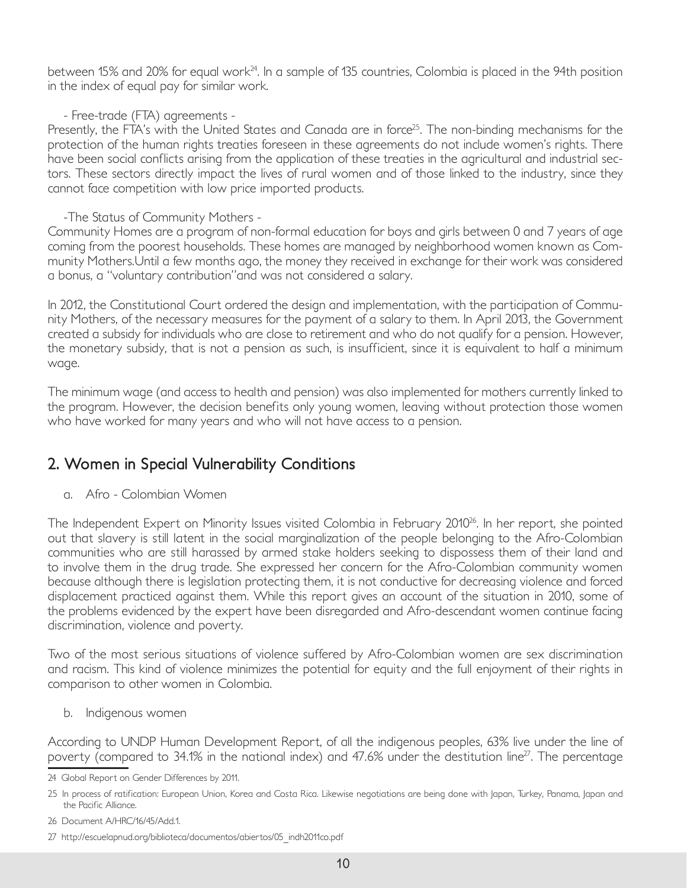between 15% and 20% for equal work[24]. In a sample of 135 countries, Colombia is placed in the 94th position in the index of equal pay for similar work.

- Free-trade (FTA) agreements -

Presently, the FTA's with the United States and Canada are in force[25]. The non-binding mechanisms for the protection of the human rights treaties foreseen in these agreements do not include women's rights. There have been social conflicts arising from the application of these treaties in the agricultural and industrial sectors. These sectors directly impact the lives of rural women and of those linked to the industry, since they cannot face competition with low price imported products.

-The Status of Community Mothers -

Community Homes are a program of non-formal education for boys and girls between 0 and 7 years of age coming from the poorest households. These homes are managed by neighborhood women known as Community Mothers.Until a few months ago, the money they received in exchange for their work was considered a bonus, a "voluntary contribution"and was not considered a salary.

In 2012, the Constitutional Court ordered the design and implementation, with the participation of Community Mothers, of the necessary measures for the payment of a salary to them. In April 2013, the Government created a subsidy for individuals who are close to retirement and who do not qualify for a pension. However, the monetary subsidy, that is not a pension as such, is insufficient, since it is equivalent to half a minimum wage.

The minimum wage (and access to health and pension) was also implemented for mothers currently linked to the program. However, the decision benefits only young women, leaving without protection those women who have worked for many years and who will not have access to a pension.

## 2. Women in Special Vulnerability Conditions

a. Afro - Colombian Women

The Independent Expert on Minority Issues visited Colombia in February 2010[26]. In her report, she pointed out that slavery is still latent in the social marginalization of the people belonging to the Afro-Colombian communities who are still harassed by armed stake holders seeking to dispossess them of their land and to involve them in the drug trade. She expressed her concern for the Afro-Colombian community women because although there is legislation protecting them, it is not conductive for decreasing violence and forced displacement practiced against them. While this report gives an account of the situation in 2010, some of the problems evidenced by the expert have been disregarded and Afro-descendant women continue facing discrimination, violence and poverty.

Two of the most serious situations of violence suffered by Afro-Colombian women are sex discrimination and racism. This kind of violence minimizes the potential for equity and the full enjoyment of their rights in comparison to other women in Colombia.

b. Indigenous women

According to UNDP Human Development Report, of all the indigenous peoples, 63% live under the line of poverty (compared to 34.1% in the national index) and 47.6% under the destitution line[27]. The percentage

24 Global Report on Gender Differences by 2011.

25 In process of ratification: European Union, Korea and Costa Rica. Likewise negotiations are being done with Japan, Turkey, Panama, Japan and the Pacific Alliance.

26 Document A/HRC/16/45/Add.1.

27 http://escuelapnud.org/biblioteca/documentos/abiertos/05_indh2011co.pdf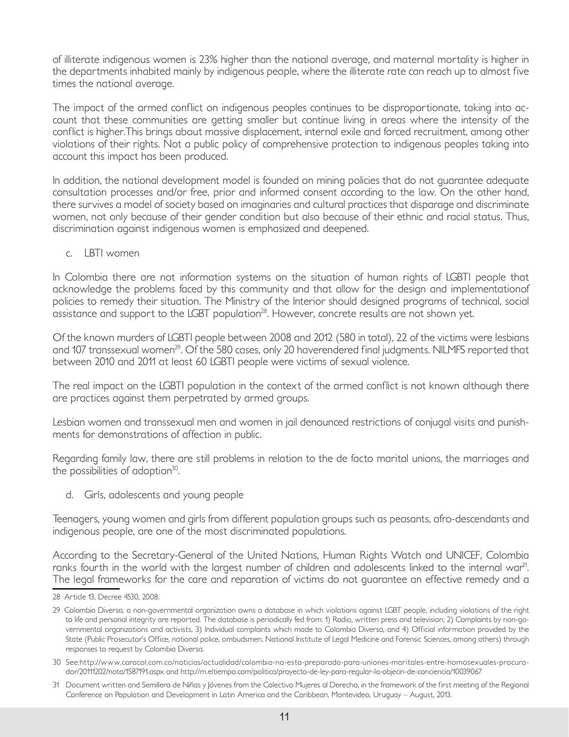of illiterate indigenous women is 23% higher than the national average, and maternal mortality is higher in the departments inhabited mainly by indigenous people, where the illiterate rate can reach up to almost five times the national average.

The impact of the armed conflict on indigenous peoples continues to be disproportionate, taking into account that these communities are getting smaller but continue living in areas where the intensity of the conflict is higher.This brings about massive displacement, internal exile and forced recruitment, among other violations of their rights. Not a public policy of comprehensive protection to indigenous peoples taking into account this impact has been produced.

In addition, the national development model is founded on mining policies that do not guarantee adequate consultation processes and/or free, prior and informed consent according to the law. On the other hand, there survives a model of society based on imaginaries and cultural practices that disparage and discriminate women, not only because of their gender condition but also because of their ethnic and racial status. Thus, discrimination against indigenous women is emphasized and deepened.

c. LBTI women

In Colombia there are not information systems on the situation of human rights of LGBTI people that acknowledge the problems faced by this community and that allow for the design and implementationof policies to remedy their situation. The Ministry of the Interior should designed programs of technical, social assistance and support to the LGBT population[28]. However, concrete results are not shown yet.

Of the known murders of LGBTI people between 2008 and 2012 (580 in total), 22 of the victims were lesbians and 107 transsexual women[29]. Of the 580 cases, only 20 haverendered final judgments. NILMFS reported that between 2010 and 2011 at least 60 LGBTI people were victims of sexual violence.

The real impact on the LGBTI population in the context of the armed conflict is not known although there are practices against them perpetrated by armed groups.

Lesbian women and transsexual men and women in jail denounced restrictions of conjugal visits and punishments for demonstrations of affection in public.

Regarding family law, there are still problems in relation to the de facto marital unions, the marriages and the possibilities of adoption[30].

d. Girls, adolescents and young people

Teenagers, young women and girls from different population groups such as peasants, afro-descendants and indigenous people, are one of the most discriminated populations.

According to the Secretary-General of the United Nations, Human Rights Watch and UNICEF, Colombia ranks fourth in the world with the largest number of children and adolescents linked to the internal war[31]. The legal frameworks for the care and reparation of victims do not guarantee an effective remedy and a

---

28 Article 13, Decree 4530, 2008.

29 Colombia Diversa, a non-governmental organization owns a database in which violations against LGBT people, including violations of the right to life and personal integrity are reported. The database is periodically fed from: 1) Radio, written press and television; 2) Complaints by non-governmental organizations and activists, 3) Individual complaints which made to Colombia Diversa, and 4) Official information provided by the State (Public Prosecutor's Office, national police, ombudsmen, National Institute of Legal Medicine and Forensic Sciences, among others) through responses to request by Colombia Diversa.

30 See:http://www.caracol.com.co/noticias/actualidad/colombia-no-esta-preparada-para-uniones-maritales-entre-homosexuales-procurador/20111202/nota/1587191.aspx and http://m.eltiempo.com/politica/proyecto-de-ley-para-regular-la-objecin-de-conciencia/10039067

31 Document written and Semillero de Niñas y Jóvenes from the Colectivo Mujeres al Derecho, in the framework of the first meeting of the Regional Conference on Population and Development in Latin America and the Caribbean, Montevideo, Uruguay – August, 2013.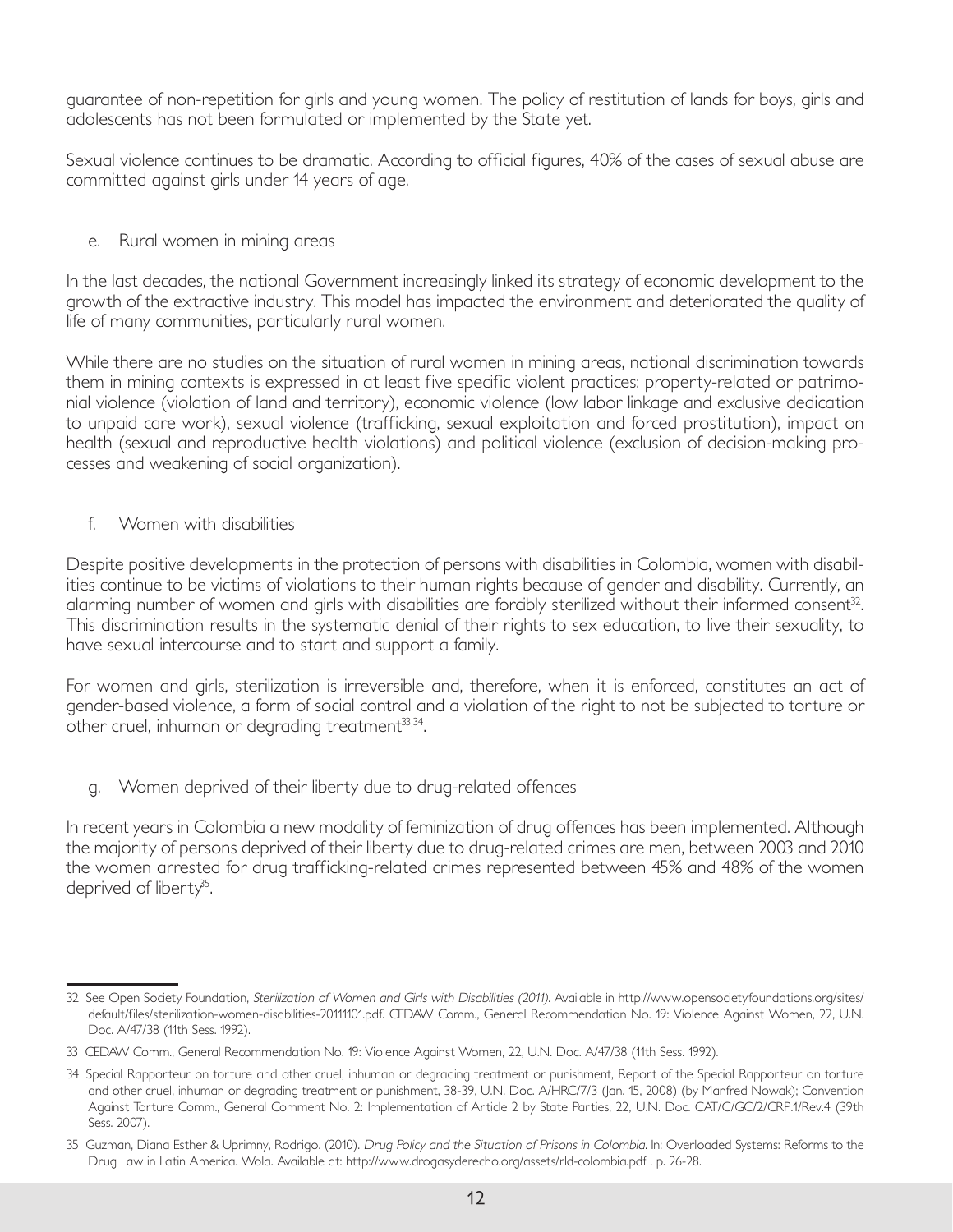guarantee of non-repetition for girls and young women. The policy of restitution of lands for boys, girls and adolescents has not been formulated or implemented by the State yet.

Sexual violence continues to be dramatic. According to official figures, 40% of the cases of sexual abuse are committed against girls under 14 years of age.

e. Rural women in mining areas

In the last decades, the national Government increasingly linked its strategy of economic development to the growth of the extractive industry. This model has impacted the environment and deteriorated the quality of life of many communities, particularly rural women.

While there are no studies on the situation of rural women in mining areas, national discrimination towards them in mining contexts is expressed in at least five specific violent practices: property-related or patrimonial violence (violation of land and territory), economic violence (low labor linkage and exclusive dedication to unpaid care work), sexual violence (trafficking, sexual exploitation and forced prostitution), impact on health (sexual and reproductive health violations) and political violence (exclusion of decision-making processes and weakening of social organization).

f. Women with disabilities

Despite positive developments in the protection of persons with disabilities in Colombia, women with disabilities continue to be victims of violations to their human rights because of gender and disability. Currently, an alarming number of women and girls with disabilities are forcibly sterilized without their informed consent[32]. This discrimination results in the systematic denial of their rights to sex education, to live their sexuality, to have sexual intercourse and to start and support a family.

For women and girls, sterilization is irreversible and, therefore, when it is enforced, constitutes an act of gender-based violence, a form of social control and a violation of the right to not be subjected to torture or other cruel, inhuman or degrading treatment[33,34].

g. Women deprived of their liberty due to drug-related offences

In recent years in Colombia a new modality of feminization of drug offences has been implemented. Although the majority of persons deprived of their liberty due to drug-related crimes are men, between 2003 and 2010 the women arrested for drug trafficking-related crimes represented between 45% and 48% of the women deprived of liberty[35].

---

32 See Open Society Foundation, *Sterilization of Women and Girls with Disabilities (2011)*. Available in http://www.opensocietyfoundations.org/sites/default/files/sterilization-women-disabilities-20111101.pdf. CEDAW Comm., General Recommendation No. 19: Violence Against Women, 22, U.N. Doc. A/47/38 (11th Sess. 1992).

33 CEDAW Comm., General Recommendation No. 19: Violence Against Women, 22, U.N. Doc. A/47/38 (11th Sess. 1992).

34 Special Rapporteur on torture and other cruel, inhuman or degrading treatment or punishment, Report of the Special Rapporteur on torture and other cruel, inhuman or degrading treatment or punishment, 38-39, U.N. Doc. A/HRC/7/3 (Jan. 15, 2008) (by Manfred Nowak); Convention Against Torture Comm., General Comment No. 2: Implementation of Article 2 by State Parties, 22, U.N. Doc. CAT/C/GC/2/CRP.1/Rev.4 (39th Sess. 2007).

35 Guzman, Diana Esther & Uprimny, Rodrigo. (2010). *Drug Policy and the Situation of Prisons in Colombia*. In: Overloaded Systems: Reforms to the Drug Law in Latin America. Wola. Available at: http://www.drogasyderecho.org/assets/rld-colombia.pdf . p. 26-28.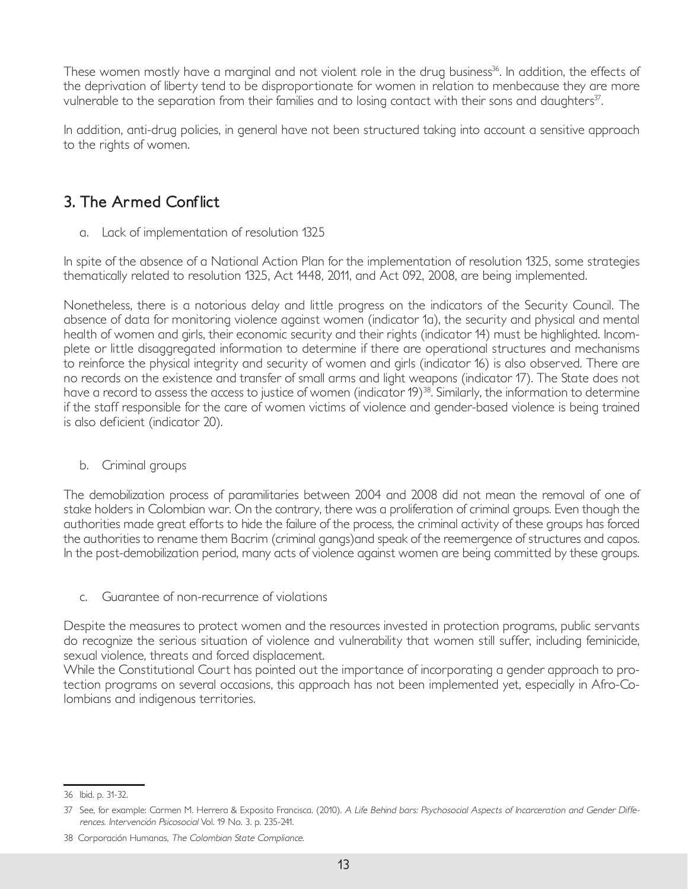These women mostly have a marginal and not violent role in the drug business[36]. In addition, the effects of the deprivation of liberty tend to be disproportionate for women in relation to menbecause they are more vulnerable to the separation from their families and to losing contact with their sons and daughters[37].

In addition, anti-drug policies, in general have not been structured taking into account a sensitive approach to the rights of women.

## 3. The Armed Conflict

a. Lack of implementation of resolution 1325

In spite of the absence of a National Action Plan for the implementation of resolution 1325, some strategies thematically related to resolution 1325, Act 1448, 2011, and Act 092, 2008, are being implemented.

Nonetheless, there is a notorious delay and little progress on the indicators of the Security Council. The absence of data for monitoring violence against women (indicator 1a), the security and physical and mental health of women and girls, their economic security and their rights (indicator 14) must be highlighted. Incomplete or little disaggregated information to determine if there are operational structures and mechanisms to reinforce the physical integrity and security of women and girls (indicator 16) is also observed. There are no records on the existence and transfer of small arms and light weapons (indicator 17). The State does not have a record to assess the access to justice of women (indicator 19)[38]. Similarly, the information to determine if the staff responsible for the care of women victims of violence and gender-based violence is being trained is also deficient (indicator 20).

b. Criminal groups

The demobilization process of paramilitaries between 2004 and 2008 did not mean the removal of one of stake holders in Colombian war. On the contrary, there was a proliferation of criminal groups. Even though the authorities made great efforts to hide the failure of the process, the criminal activity of these groups has forced the authorities to rename them Bacrim (criminal gangs)and speak of the reemergence of structures and capos. In the post-demobilization period, many acts of violence against women are being committed by these groups.

c. Guarantee of non-recurrence of violations

Despite the measures to protect women and the resources invested in protection programs, public servants do recognize the serious situation of violence and vulnerability that women still suffer, including feminicide, sexual violence, threats and forced displacement.

While the Constitutional Court has pointed out the importance of incorporating a gender approach to protection programs on several occasions, this approach has not been implemented yet, especially in Afro-Colombians and indigenous territories.

---

36 Ibid. p. 31-32.

37 See, for example: Carmen M. Herrera & Exposito Francisca. (2010). *A Life Behind bars: Psychosocial Aspects of Incarceration and Gender Differences. Intervención Psicosocial* Vol. 19 No. 3. p. 235-241.

38 Corporación Humanas, *The Colombian State Compliance.*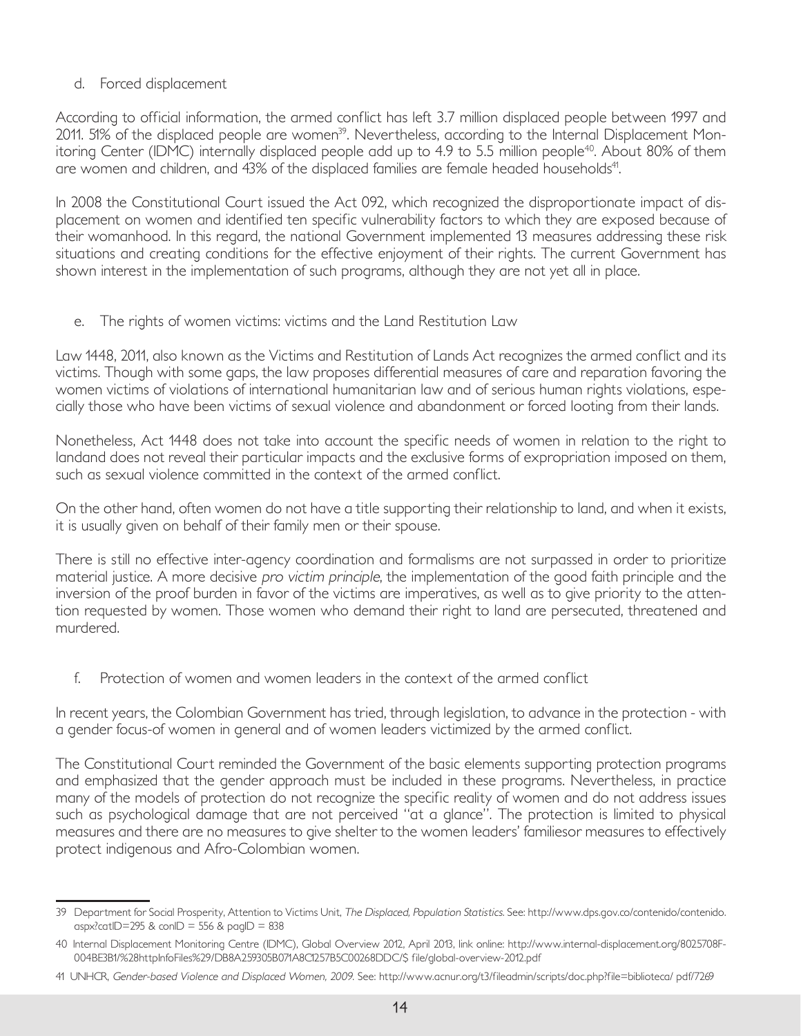d. Forced displacement

According to official information, the armed conflict has left 3.7 million displaced people between 1997 and 2011. 51% of the displaced people are women[39]. Nevertheless, according to the Internal Displacement Monitoring Center (IDMC) internally displaced people add up to 4.9 to 5.5 million people[40]. About 80% of them are women and children, and 43% of the displaced families are female headed households[41].

In 2008 the Constitutional Court issued the Act 092, which recognized the disproportionate impact of displacement on women and identified ten specific vulnerability factors to which they are exposed because of their womanhood. In this regard, the national Government implemented 13 measures addressing these risk situations and creating conditions for the effective enjoyment of their rights. The current Government has shown interest in the implementation of such programs, although they are not yet all in place.

e. The rights of women victims: victims and the Land Restitution Law

Law 1448, 2011, also known as the Victims and Restitution of Lands Act recognizes the armed conflict and its victims. Though with some gaps, the law proposes differential measures of care and reparation favoring the women victims of violations of international humanitarian law and of serious human rights violations, especially those who have been victims of sexual violence and abandonment or forced looting from their lands.

Nonetheless, Act 1448 does not take into account the specific needs of women in relation to the right to landand does not reveal their particular impacts and the exclusive forms of expropriation imposed on them, such as sexual violence committed in the context of the armed conflict.

On the other hand, often women do not have a title supporting their relationship to land, and when it exists, it is usually given on behalf of their family men or their spouse.

There is still no effective inter-agency coordination and formalisms are not surpassed in order to prioritize material justice. A more decisive *pro victim principle*, the implementation of the good faith principle and the inversion of the proof burden in favor of the victims are imperatives, as well as to give priority to the attention requested by women. Those women who demand their right to land are persecuted, threatened and murdered.

f. Protection of women and women leaders in the context of the armed conflict

In recent years, the Colombian Government has tried, through legislation, to advance in the protection - with a gender focus-of women in general and of women leaders victimized by the armed conflict.

The Constitutional Court reminded the Government of the basic elements supporting protection programs and emphasized that the gender approach must be included in these programs. Nevertheless, in practice many of the models of protection do not recognize the specific reality of women and do not address issues such as psychological damage that are not perceived "at a glance". The protection is limited to physical measures and there are no measures to give shelter to the women leaders' familiesor measures to effectively protect indigenous and Afro-Colombian women.

---

39 Department for Social Prosperity, Attention to Victims Unit, *The Displaced, Population Statistics*. See: http://www.dps.gov.co/contenido/contenido.aspx?catID=295 & conID = 556 & pagID = 838

40 Internal Displacement Monitoring Centre (IDMC), Global Overview 2012, April 2013, link online: http://www.internal-displacement.org/8025708F004BE3B1/%28httpInfoFiles%29/DB8A259305B071A8C1257B5C00268DDC/$ file/global-overview-2012.pdf

41 UNHCR, *Gender-based Violence and Displaced Women, 2009*. See: http://www.acnur.org/t3/fileadmin/scripts/doc.php?file=biblioteca/ pdf/7269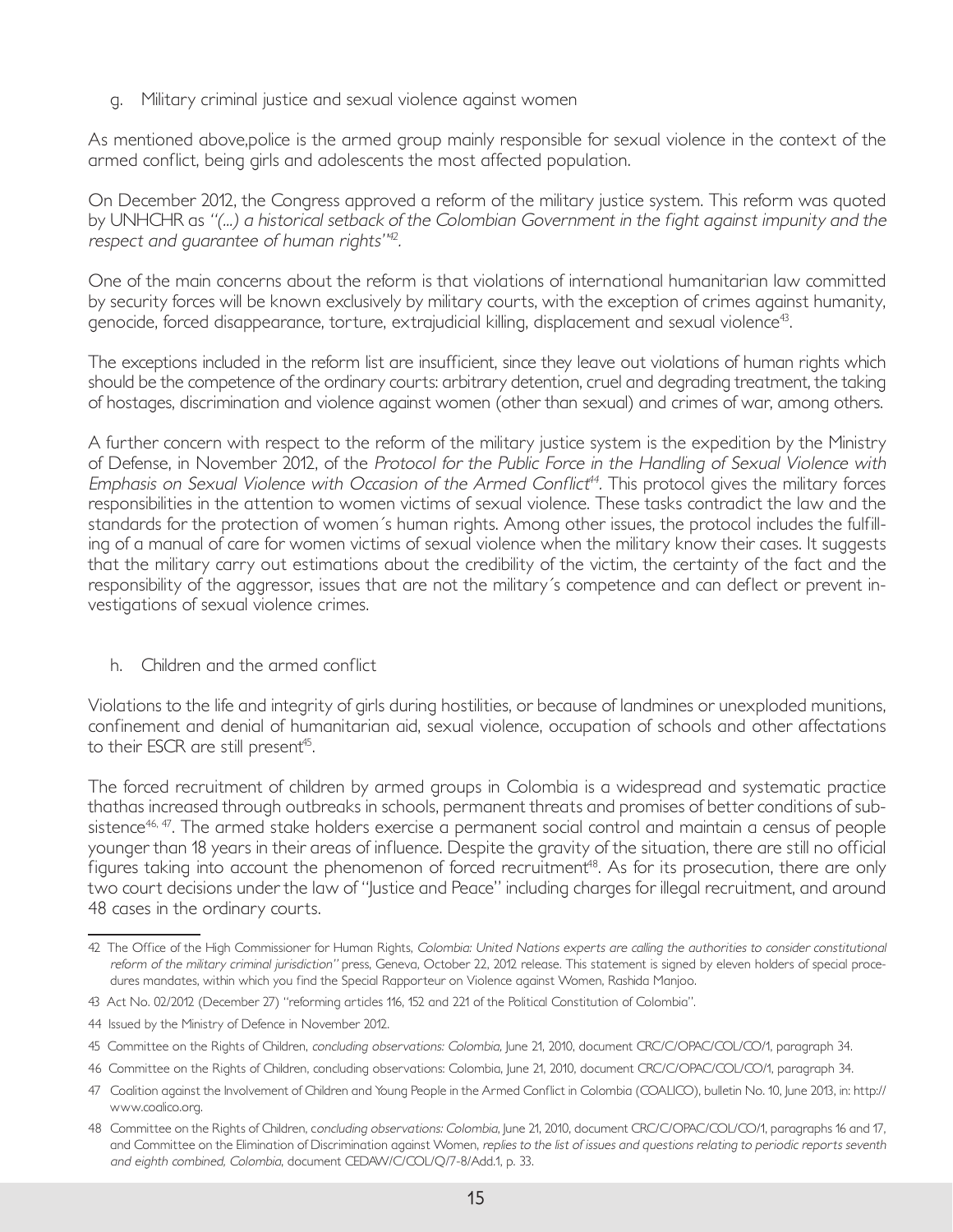g. Military criminal justice and sexual violence against women

As mentioned above,police is the armed group mainly responsible for sexual violence in the context of the armed conflict, being girls and adolescents the most affected population.

On December 2012, the Congress approved a reform of the military justice system. This reform was quoted by UNHCHR as *"(...) a historical setback of the Colombian Government in the fight against impunity and the respect and guarantee of human rights"*[42].

One of the main concerns about the reform is that violations of international humanitarian law committed by security forces will be known exclusively by military courts, with the exception of crimes against humanity, genocide, forced disappearance, torture, extrajudicial killing, displacement and sexual violence[43].

The exceptions included in the reform list are insufficient, since they leave out violations of human rights which should be the competence of the ordinary courts: arbitrary detention, cruel and degrading treatment, the taking of hostages, discrimination and violence against women (other than sexual) and crimes of war, among others.

A further concern with respect to the reform of the military justice system is the expedition by the Ministry of Defense, in November 2012, of the *Protocol for the Public Force in the Handling of Sexual Violence with Emphasis on Sexual Violence with Occasion of the Armed Conflict*[44]. This protocol gives the military forces responsibilities in the attention to women victims of sexual violence. These tasks contradict the law and the standards for the protection of women´s human rights. Among other issues, the protocol includes the fulfilling of a manual of care for women victims of sexual violence when the military know their cases. It suggests that the military carry out estimations about the credibility of the victim, the certainty of the fact and the responsibility of the aggressor, issues that are not the military´s competence and can deflect or prevent investigations of sexual violence crimes.

h. Children and the armed conflict

Violations to the life and integrity of girls during hostilities, or because of landmines or unexploded munitions, confinement and denial of humanitarian aid, sexual violence, occupation of schools and other affectations to their ESCR are still present[45].

The forced recruitment of children by armed groups in Colombia is a widespread and systematic practice thathas increased through outbreaks in schools, permanent threats and promises of better conditions of subsistence[46, 47]. The armed stake holders exercise a permanent social control and maintain a census of people younger than 18 years in their areas of influence. Despite the gravity of the situation, there are still no official figures taking into account the phenomenon of forced recruitment[48]. As for its prosecution, there are only two court decisions under the law of "Justice and Peace" including charges for illegal recruitment, and around 48 cases in the ordinary courts.

---

42 The Office of the High Commissioner for Human Rights, *Colombia: United Nations experts are calling the authorities to consider constitutional reform of the military criminal jurisdiction"* press, Geneva, October 22, 2012 release. This statement is signed by eleven holders of special procedures mandates, within which you find the Special Rapporteur on Violence against Women, Rashida Manjoo.

43 Act No. 02/2012 (December 27) "reforming articles 116, 152 and 221 of the Political Constitution of Colombia".

44 Issued by the Ministry of Defence in November 2012.

45 Committee on the Rights of Children, *concluding observations: Colombia,* June 21, 2010, document CRC/C/OPAC/COL/CO/1, paragraph 34.

46 Committee on the Rights of Children, concluding observations: Colombia, June 21, 2010, document CRC/C/OPAC/COL/CO/1, paragraph 34.

47 Coalition against the Involvement of Children and Young People in the Armed Conflict in Colombia (COALICO), bulletin No. 10, June 2013, in: http://www.coalico.org.

48 Committee on the Rights of Children, c*oncluding observations: Colombia,* June 21, 2010, document CRC/C/OPAC/COL/CO/1, paragraphs 16 and 17, and Committee on the Elimination of Discrimination against Women, *replies to the list of issues and questions relating to periodic reports seventh and eighth combined, Colombia*, document CEDAW/C/COL/Q/7-8/Add.1, p. 33.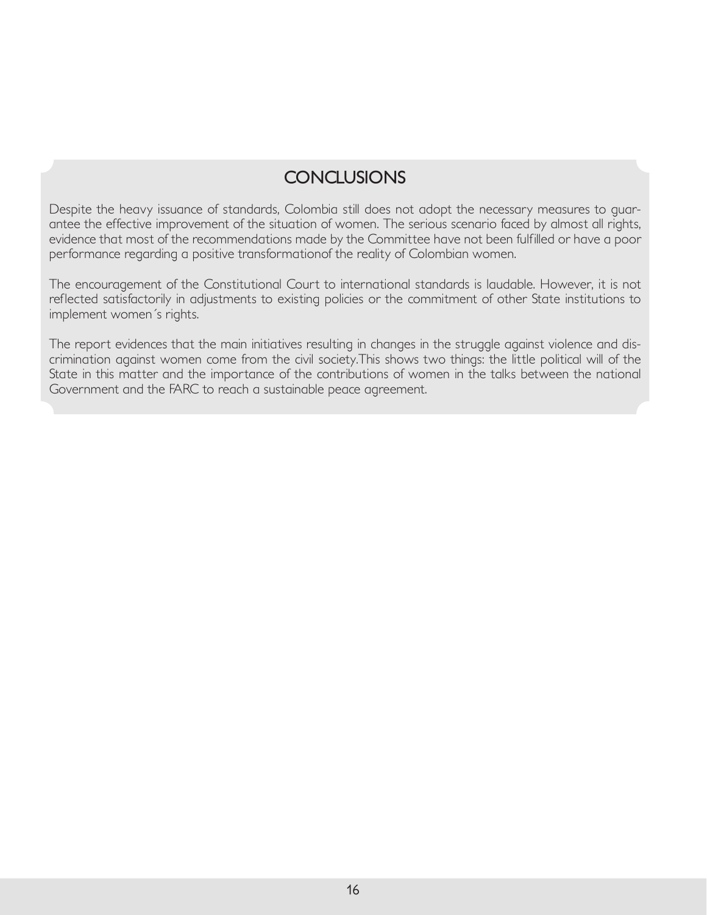## CONCLUSIONS

Despite the heavy issuance of standards, Colombia still does not adopt the necessary measures to guarantee the effective improvement of the situation of women. The serious scenario faced by almost all rights, evidence that most of the recommendations made by the Committee have not been fulfilled or have a poor performance regarding a positive transformationof the reality of Colombian women.

The encouragement of the Constitutional Court to international standards is laudable. However, it is not reflected satisfactorily in adjustments to existing policies or the commitment of other State institutions to implement women´s rights.

The report evidences that the main initiatives resulting in changes in the struggle against violence and discrimination against women come from the civil society.This shows two things: the little political will of the State in this matter and the importance of the contributions of women in the talks between the national Government and the FARC to reach a sustainable peace agreement.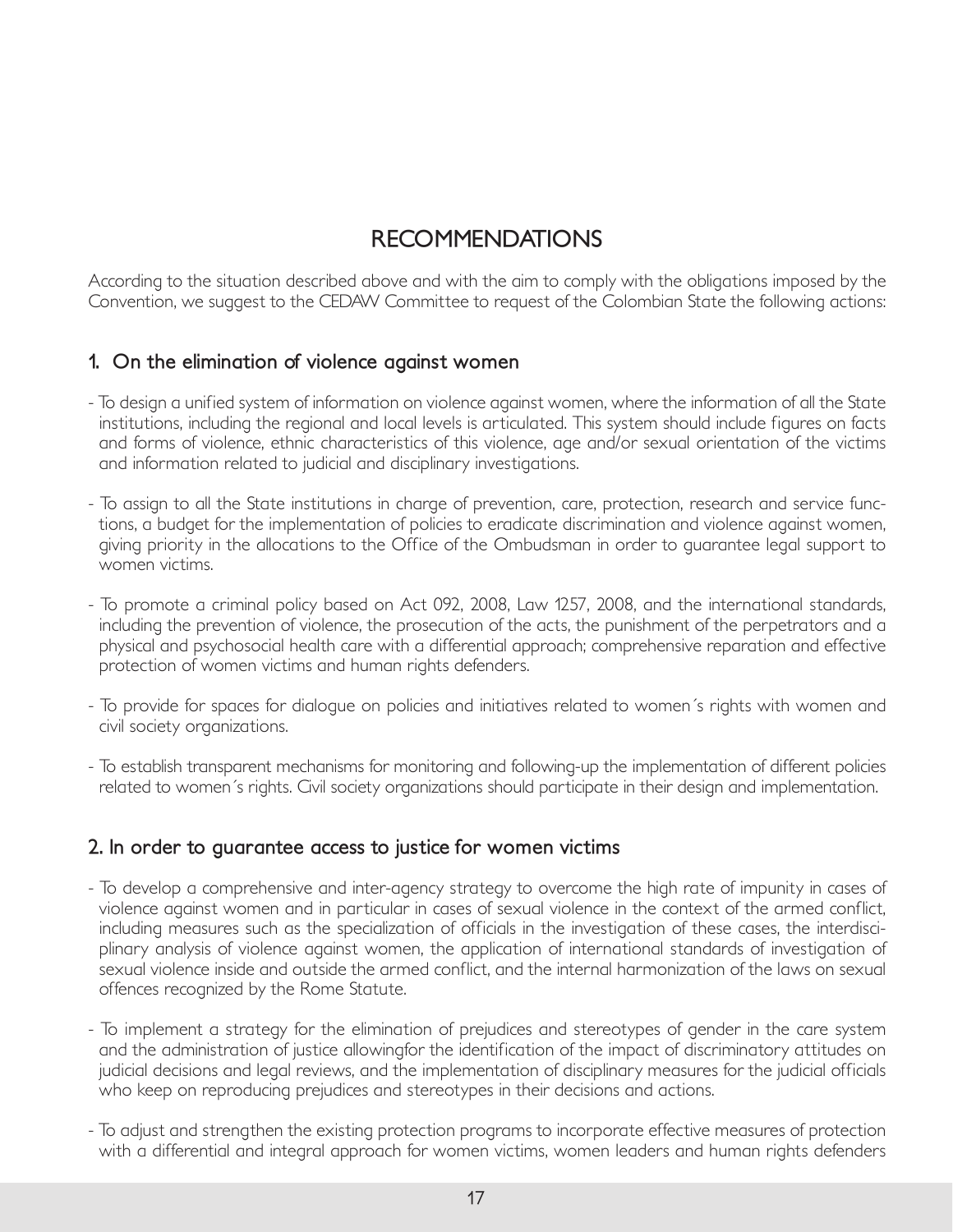# RECOMMENDATIONS

According to the situation described above and with the aim to comply with the obligations imposed by the Convention, we suggest to the CEDAW Committee to request of the Colombian State the following actions:

## 1. On the elimination of violence against women

- To design a unified system of information on violence against women, where the information of all the State institutions, including the regional and local levels is articulated. This system should include figures on facts and forms of violence, ethnic characteristics of this violence, age and/or sexual orientation of the victims and information related to judicial and disciplinary investigations.

- To assign to all the State institutions in charge of prevention, care, protection, research and service functions, a budget for the implementation of policies to eradicate discrimination and violence against women, giving priority in the allocations to the Office of the Ombudsman in order to guarantee legal support to women victims.

- To promote a criminal policy based on Act 092, 2008, Law 1257, 2008, and the international standards, including the prevention of violence, the prosecution of the acts, the punishment of the perpetrators and a physical and psychosocial health care with a differential approach; comprehensive reparation and effective protection of women victims and human rights defenders.

- To provide for spaces for dialogue on policies and initiatives related to women´s rights with women and civil society organizations.

- To establish transparent mechanisms for monitoring and following-up the implementation of different policies related to women´s rights. Civil society organizations should participate in their design and implementation.

## 2. In order to guarantee access to justice for women victims

- To develop a comprehensive and inter-agency strategy to overcome the high rate of impunity in cases of violence against women and in particular in cases of sexual violence in the context of the armed conflict, including measures such as the specialization of officials in the investigation of these cases, the interdisciplinary analysis of violence against women, the application of international standards of investigation of sexual violence inside and outside the armed conflict, and the internal harmonization of the laws on sexual offences recognized by the Rome Statute.

- To implement a strategy for the elimination of prejudices and stereotypes of gender in the care system and the administration of justice allowingfor the identification of the impact of discriminatory attitudes on judicial decisions and legal reviews, and the implementation of disciplinary measures for the judicial officials who keep on reproducing prejudices and stereotypes in their decisions and actions.

- To adjust and strengthen the existing protection programs to incorporate effective measures of protection with a differential and integral approach for women victims, women leaders and human rights defenders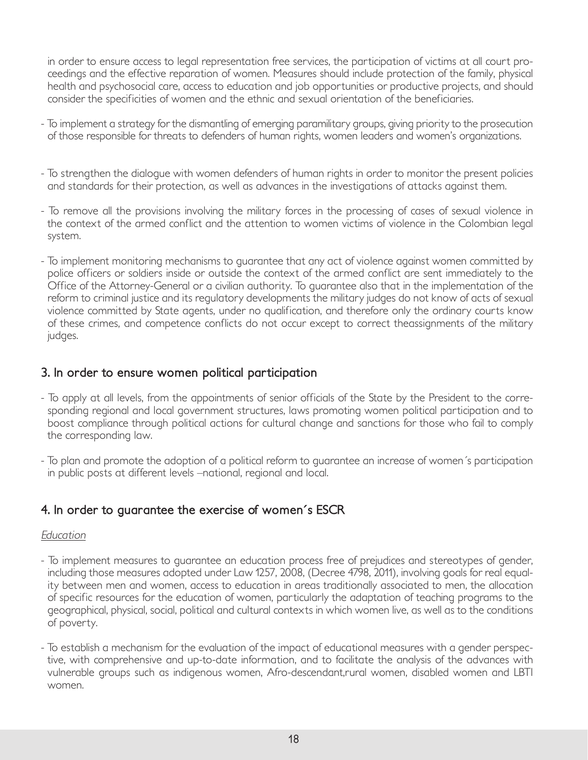in order to ensure access to legal representation free services, the participation of victims at all court proceedings and the effective reparation of women. Measures should include protection of the family, physical health and psychosocial care, access to education and job opportunities or productive projects, and should consider the specificities of women and the ethnic and sexual orientation of the beneficiaries.

- To implement a strategy for the dismantling of emerging paramilitary groups, giving priority to the prosecution of those responsible for threats to defenders of human rights, women leaders and women's organizations.

- To strengthen the dialogue with women defenders of human rights in order to monitor the present policies and standards for their protection, as well as advances in the investigations of attacks against them.

- To remove all the provisions involving the military forces in the processing of cases of sexual violence in the context of the armed conflict and the attention to women victims of violence in the Colombian legal system.

- To implement monitoring mechanisms to guarantee that any act of violence against women committed by police officers or soldiers inside or outside the context of the armed conflict are sent immediately to the Office of the Attorney-General or a civilian authority. To guarantee also that in the implementation of the reform to criminal justice and its regulatory developments the military judges do not know of acts of sexual violence committed by State agents, under no qualification, and therefore only the ordinary courts know of these crimes, and competence conflicts do not occur except to correct theassignments of the military judges.

## 3. In order to ensure women political participation

- To apply at all levels, from the appointments of senior officials of the State by the President to the corresponding regional and local government structures, laws promoting women political participation and to boost compliance through political actions for cultural change and sanctions for those who fail to comply the corresponding law.

- To plan and promote the adoption of a political reform to guarantee an increase of women´s participation in public posts at different levels –national, regional and local.

## 4. In order to guarantee the exercise of women´s ESCR

*Education*

- To implement measures to guarantee an education process free of prejudices and stereotypes of gender, including those measures adopted under Law 1257, 2008, (Decree 4798, 2011), involving goals for real equality between men and women, access to education in areas traditionally associated to men, the allocation of specific resources for the education of women, particularly the adaptation of teaching programs to the geographical, physical, social, political and cultural contexts in which women live, as well as to the conditions of poverty.

- To establish a mechanism for the evaluation of the impact of educational measures with a gender perspective, with comprehensive and up-to-date information, and to facilitate the analysis of the advances with vulnerable groups such as indigenous women, Afro-descendant,rural women, disabled women and LBTI women.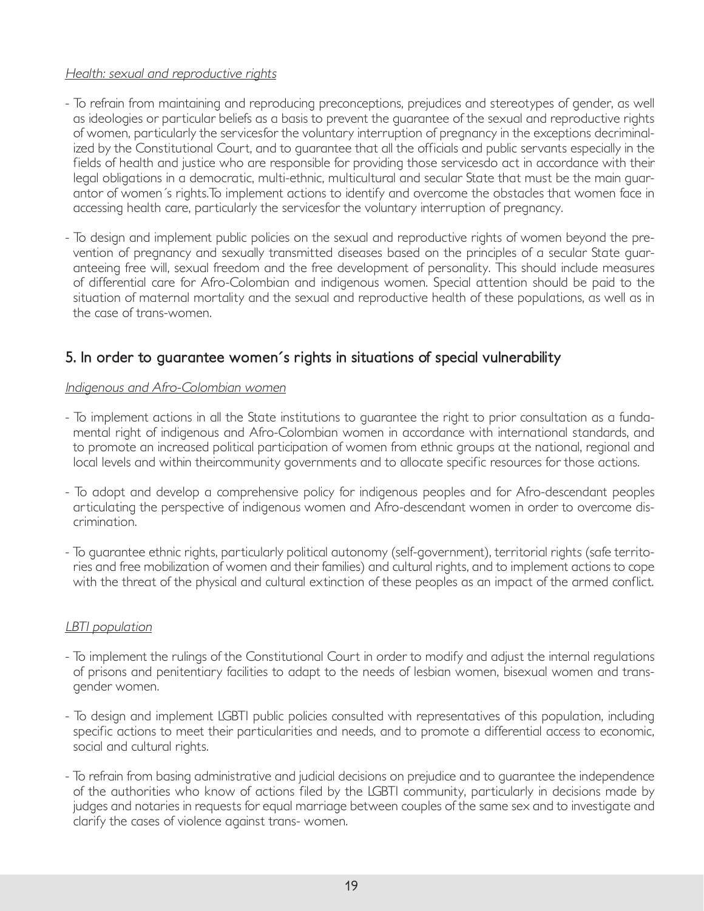*Health: sexual and reproductive rights*

- To refrain from maintaining and reproducing preconceptions, prejudices and stereotypes of gender, as well as ideologies or particular beliefs as a basis to prevent the guarantee of the sexual and reproductive rights of women, particularly the servicesfor the voluntary interruption of pregnancy in the exceptions decriminalized by the Constitutional Court, and to guarantee that all the officials and public servants especially in the fields of health and justice who are responsible for providing those servicesdo act in accordance with their legal obligations in a democratic, multi-ethnic, multicultural and secular State that must be the main guarantor of women´s rights.To implement actions to identify and overcome the obstacles that women face in accessing health care, particularly the servicesfor the voluntary interruption of pregnancy.

- To design and implement public policies on the sexual and reproductive rights of women beyond the prevention of pregnancy and sexually transmitted diseases based on the principles of a secular State guaranteeing free will, sexual freedom and the free development of personality. This should include measures of differential care for Afro-Colombian and indigenous women. Special attention should be paid to the situation of maternal mortality and the sexual and reproductive health of these populations, as well as in the case of trans-women.

## 5. In order to guarantee women´s rights in situations of special vulnerability

*Indigenous and Afro-Colombian women*

- To implement actions in all the State institutions to guarantee the right to prior consultation as a fundamental right of indigenous and Afro-Colombian women in accordance with international standards, and to promote an increased political participation of women from ethnic groups at the national, regional and local levels and within theircommunity governments and to allocate specific resources for those actions.

- To adopt and develop a comprehensive policy for indigenous peoples and for Afro-descendant peoples articulating the perspective of indigenous women and Afro-descendant women in order to overcome discrimination.

- To guarantee ethnic rights, particularly political autonomy (self-government), territorial rights (safe territories and free mobilization of women and their families) and cultural rights, and to implement actions to cope with the threat of the physical and cultural extinction of these peoples as an impact of the armed conflict.

*LBTI population*

- To implement the rulings of the Constitutional Court in order to modify and adjust the internal regulations of prisons and penitentiary facilities to adapt to the needs of lesbian women, bisexual women and transgender women.

- To design and implement LGBTI public policies consulted with representatives of this population, including specific actions to meet their particularities and needs, and to promote a differential access to economic, social and cultural rights.

- To refrain from basing administrative and judicial decisions on prejudice and to guarantee the independence of the authorities who know of actions filed by the LGBTI community, particularly in decisions made by judges and notaries in requests for equal marriage between couples of the same sex and to investigate and clarify the cases of violence against trans- women.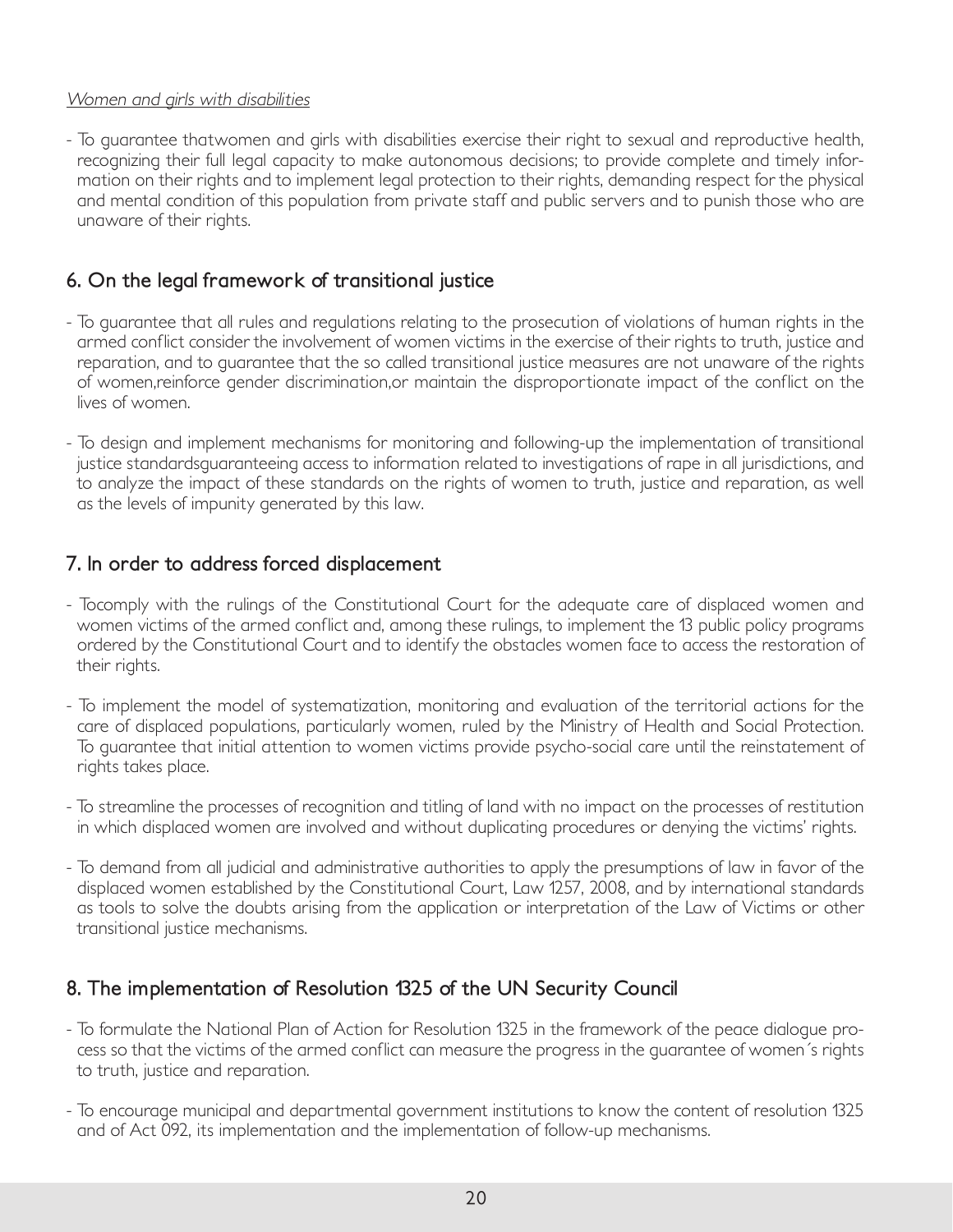*Women and girls with disabilities*

- To guarantee thatwomen and girls with disabilities exercise their right to sexual and reproductive health, recognizing their full legal capacity to make autonomous decisions; to provide complete and timely information on their rights and to implement legal protection to their rights, demanding respect for the physical and mental condition of this population from private staff and public servers and to punish those who are unaware of their rights.

## 6. On the legal framework of transitional justice

- To guarantee that all rules and regulations relating to the prosecution of violations of human rights in the armed conflict consider the involvement of women victims in the exercise of their rights to truth, justice and reparation, and to guarantee that the so called transitional justice measures are not unaware of the rights of women,reinforce gender discrimination,or maintain the disproportionate impact of the conflict on the lives of women.

- To design and implement mechanisms for monitoring and following-up the implementation of transitional justice standardsguaranteeing access to information related to investigations of rape in all jurisdictions, and to analyze the impact of these standards on the rights of women to truth, justice and reparation, as well as the levels of impunity generated by this law.

## 7. In order to address forced displacement

- Tocomply with the rulings of the Constitutional Court for the adequate care of displaced women and women victims of the armed conflict and, among these rulings, to implement the 13 public policy programs ordered by the Constitutional Court and to identify the obstacles women face to access the restoration of their rights.

- To implement the model of systematization, monitoring and evaluation of the territorial actions for the care of displaced populations, particularly women, ruled by the Ministry of Health and Social Protection. To guarantee that initial attention to women victims provide psycho-social care until the reinstatement of rights takes place.

- To streamline the processes of recognition and titling of land with no impact on the processes of restitution in which displaced women are involved and without duplicating procedures or denying the victims' rights.

- To demand from all judicial and administrative authorities to apply the presumptions of law in favor of the displaced women established by the Constitutional Court, Law 1257, 2008, and by international standards as tools to solve the doubts arising from the application or interpretation of the Law of Victims or other transitional justice mechanisms.

## 8. The implementation of Resolution 1325 of the UN Security Council

- To formulate the National Plan of Action for Resolution 1325 in the framework of the peace dialogue process so that the victims of the armed conflict can measure the progress in the guarantee of women´s rights to truth, justice and reparation.

- To encourage municipal and departmental government institutions to know the content of resolution 1325 and of Act 092, its implementation and the implementation of follow-up mechanisms.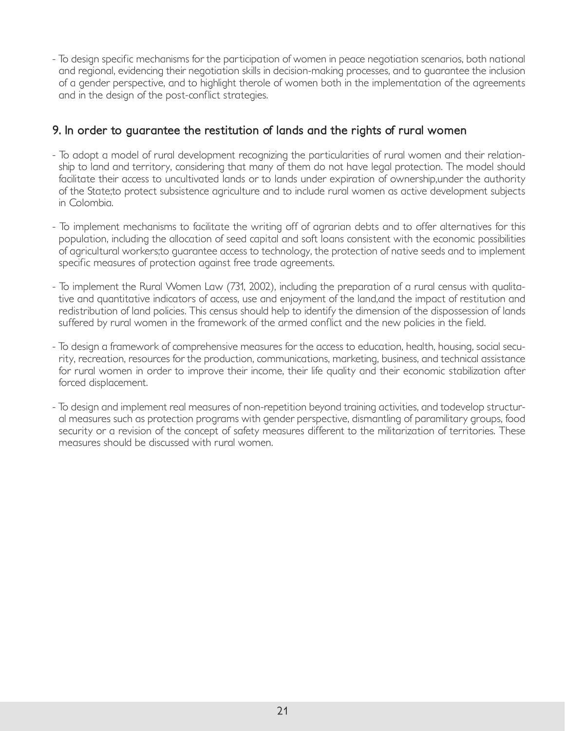- To design specific mechanisms for the participation of women in peace negotiation scenarios, both national and regional, evidencing their negotiation skills in decision-making processes, and to guarantee the inclusion of a gender perspective, and to highlight therole of women both in the implementation of the agreements and in the design of the post-conflict strategies.

## 9. In order to guarantee the restitution of lands and the rights of rural women

- To adopt a model of rural development recognizing the particularities of rural women and their relationship to land and territory, considering that many of them do not have legal protection. The model should facilitate their access to uncultivated lands or to lands under expiration of ownership,under the authority of the State;to protect subsistence agriculture and to include rural women as active development subjects in Colombia.

- To implement mechanisms to facilitate the writing off of agrarian debts and to offer alternatives for this population, including the allocation of seed capital and soft loans consistent with the economic possibilities of agricultural workers;to guarantee access to technology, the protection of native seeds and to implement specific measures of protection against free trade agreements.

- To implement the Rural Women Law (731, 2002), including the preparation of a rural census with qualitative and quantitative indicators of access, use and enjoyment of the land,and the impact of restitution and redistribution of land policies. This census should help to identify the dimension of the dispossession of lands suffered by rural women in the framework of the armed conflict and the new policies in the field.

- To design a framework of comprehensive measures for the access to education, health, housing, social security, recreation, resources for the production, communications, marketing, business, and technical assistance for rural women in order to improve their income, their life quality and their economic stabilization after forced displacement.

- To design and implement real measures of non-repetition beyond training activities, and todevelop structural measures such as protection programs with gender perspective, dismantling of paramilitary groups, food security or a revision of the concept of safety measures different to the militarization of territories. These measures should be discussed with rural women.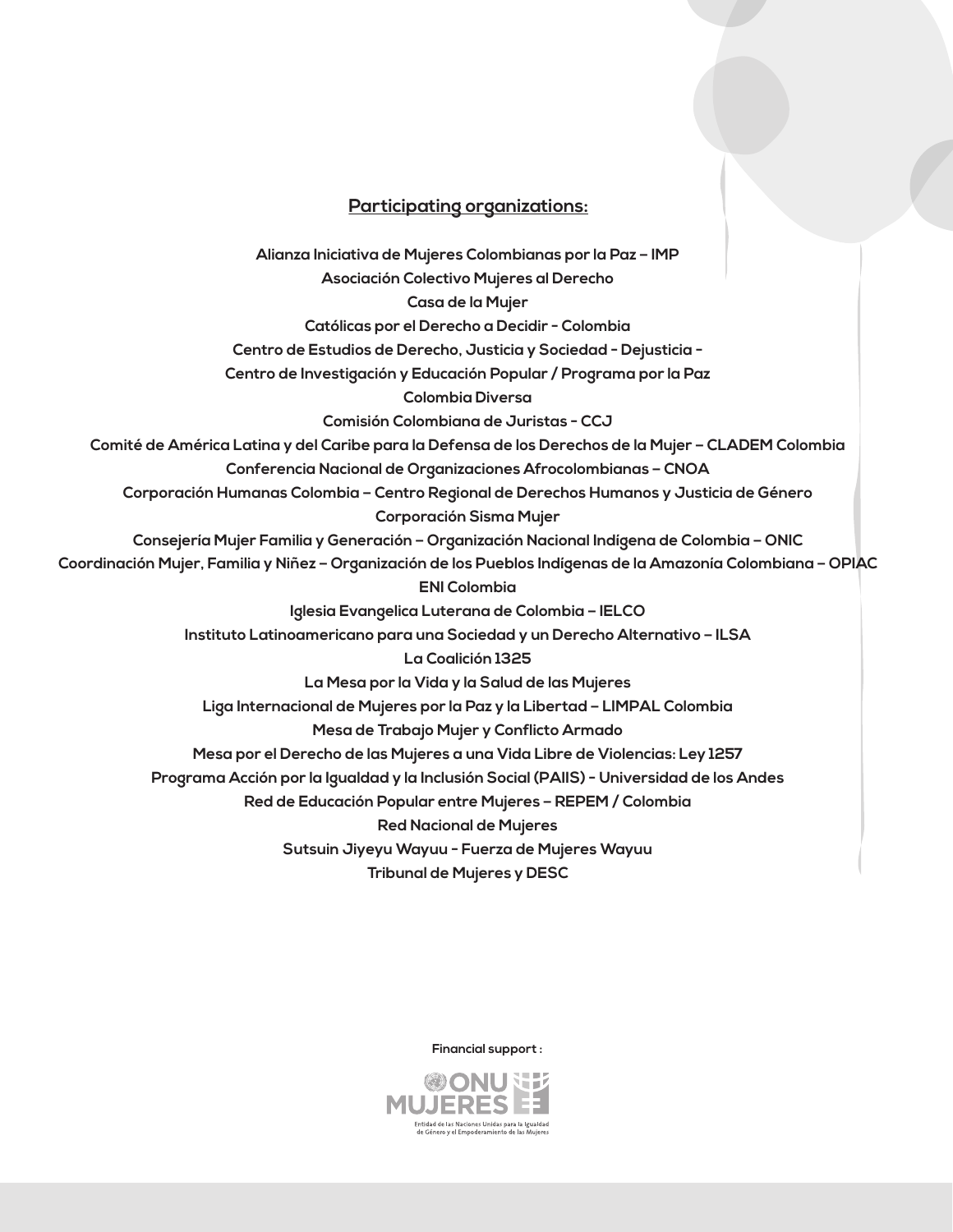## Participating organizations:

Alianza Iniciativa de Mujeres Colombianas por la Paz – IMP
Asociación Colectivo Mujeres al Derecho
Casa de la Mujer
Católicas por el Derecho a Decidir - Colombia
Centro de Estudios de Derecho, Justicia y Sociedad - Dejusticia -
Centro de Investigación y Educación Popular / Programa por la Paz
Colombia Diversa
Comisión Colombiana de Juristas - CCJ
Comité de América Latina y del Caribe para la Defensa de los Derechos de la Mujer – CLADEM Colombia
Conferencia Nacional de Organizaciones Afrocolombianas – CNOA
Corporación Humanas Colombia – Centro Regional de Derechos Humanos y Justicia de Género
Corporación Sisma Mujer
Consejería Mujer Familia y Generación – Organización Nacional Indígena de Colombia – ONIC
Coordinación Mujer, Familia y Niñez – Organización de los Pueblos Indígenas de la Amazonía Colombiana – OPIAC
ENI Colombia
Iglesia Evangelica Luterana de Colombia – IELCO
Instituto Latinoamericano para una Sociedad y un Derecho Alternativo – ILSA
La Coalición 1325
La Mesa por la Vida y la Salud de las Mujeres
Liga Internacional de Mujeres por la Paz y la Libertad – LIMPAL Colombia
Mesa de Trabajo Mujer y Conflicto Armado
Mesa por el Derecho de las Mujeres a una Vida Libre de Violencias: Ley 1257
Programa Acción por la Igualdad y la Inclusión Social (PAIIS) - Universidad de los Andes
Red de Educación Popular entre Mujeres – REPEM / Colombia
Red Nacional de Mujeres
Sutsuin Jiyeyu Wayuu - Fuerza de Mujeres Wayuu
Tribunal de Mujeres y DESC

Financial support :

ONU MUJERES
Entidad de las Naciones Unidas para la Igualdad de Género y el Empoderamiento de las Mujeres